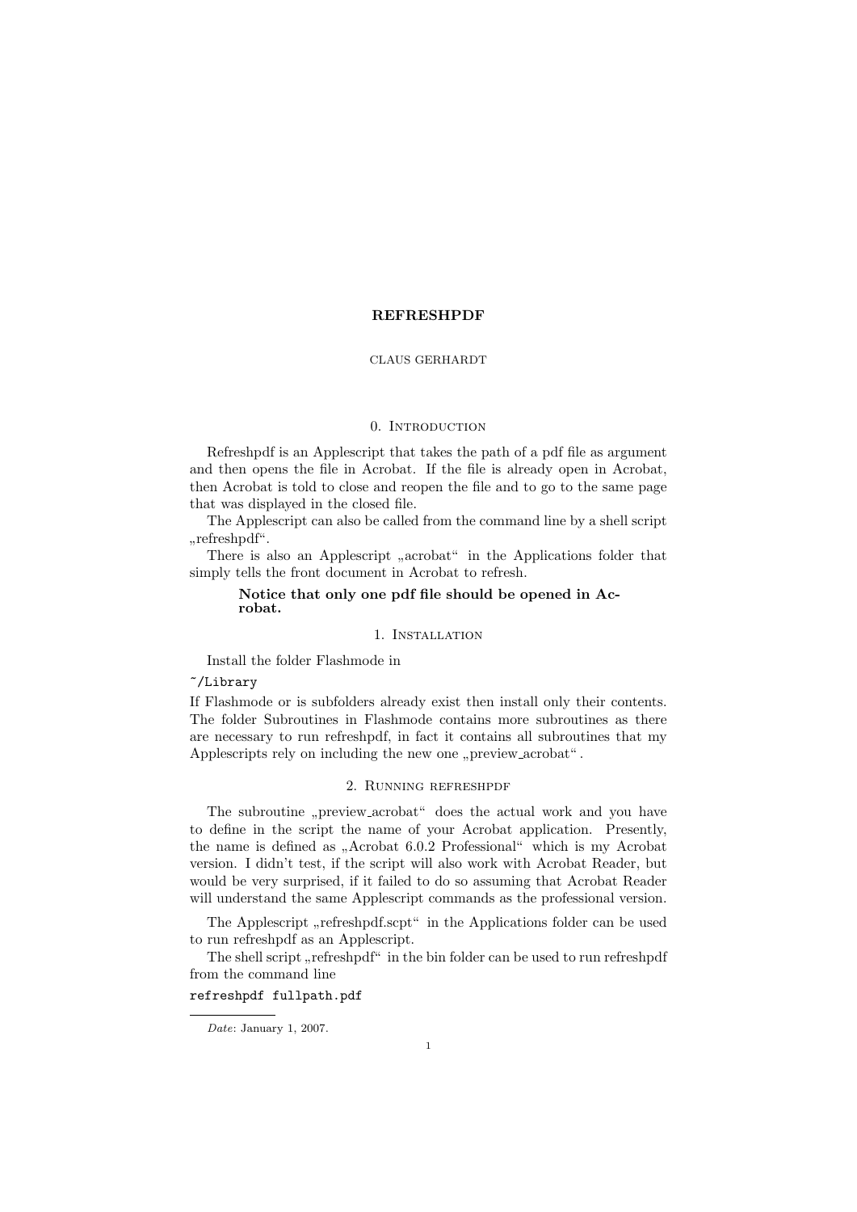# REFRESHPDF

CLAUS GERHARDT

## 0. Introduction

Refreshpdf is an Applescript that takes the path of a pdf file as argument and then opens the file in Acrobat. If the file is already open in Acrobat, then Acrobat is told to close and reopen the file and to go to the same page that was displayed in the closed file.

The Applescript can also be called from the command line by a shell script „refreshpdf“.

There is also an Applescript „acrobat“ in the Applications folder that simply tells the front document in Acrobat to refresh.

> **Notice that only one pdf file should be opened in Acrobat.**

## 1. Installation

Install the folder Flashmode in

```
~/Library
```

If Flashmode or is subfolders already exist then install only their contents. The folder Subroutines in Flashmode contains more subroutines as there are necessary to run refreshpdf, in fact it contains all subroutines that my Applescripts rely on including the new one „preview_acrobat“.

## 2. Running refreshpdf

The subroutine „preview_acrobat“ does the actual work and you have to define in the script the name of your Acrobat application. Presently, the name is defined as „Acrobat 6.0.2 Professional“ which is my Acrobat version. I didn't test, if the script will also work with Acrobat Reader, but would be very surprised, if it failed to do so assuming that Acrobat Reader will understand the same Applescript commands as the professional version.

The Applescript „refreshpdf.scpt“ in the Applications folder can be used to run refreshpdf as an Applescript.

The shell script „refreshpdf“ in the bin folder can be used to run refreshpdf from the command line

```
refreshpdf fullpath.pdf
```

---

*Date*: January 1, 2007.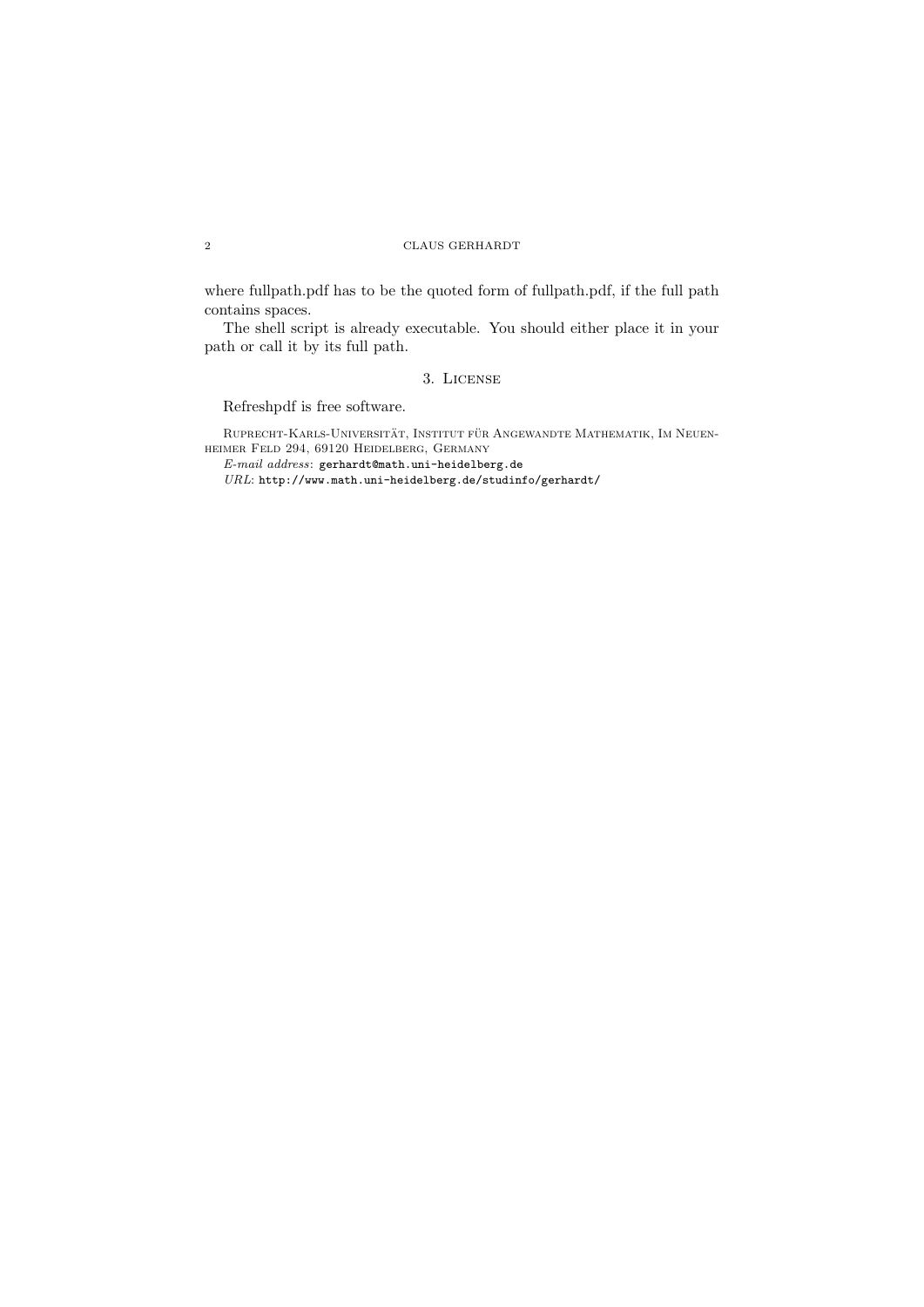where fullpath.pdf has to be the quoted form of fullpath.pdf, if the full path contains spaces.

The shell script is already executable. You should either place it in your path or call it by its full path.

## 3. License

Refreshpdf is free software.

Ruprecht-Karls-Universität, Institut für Angewandte Mathematik, Im Neuenheimer Feld 294, 69120 Heidelberg, Germany

*E-mail address*: gerhardt@math.uni-heidelberg.de

*URL*: http://www.math.uni-heidelberg.de/studinfo/gerhardt/